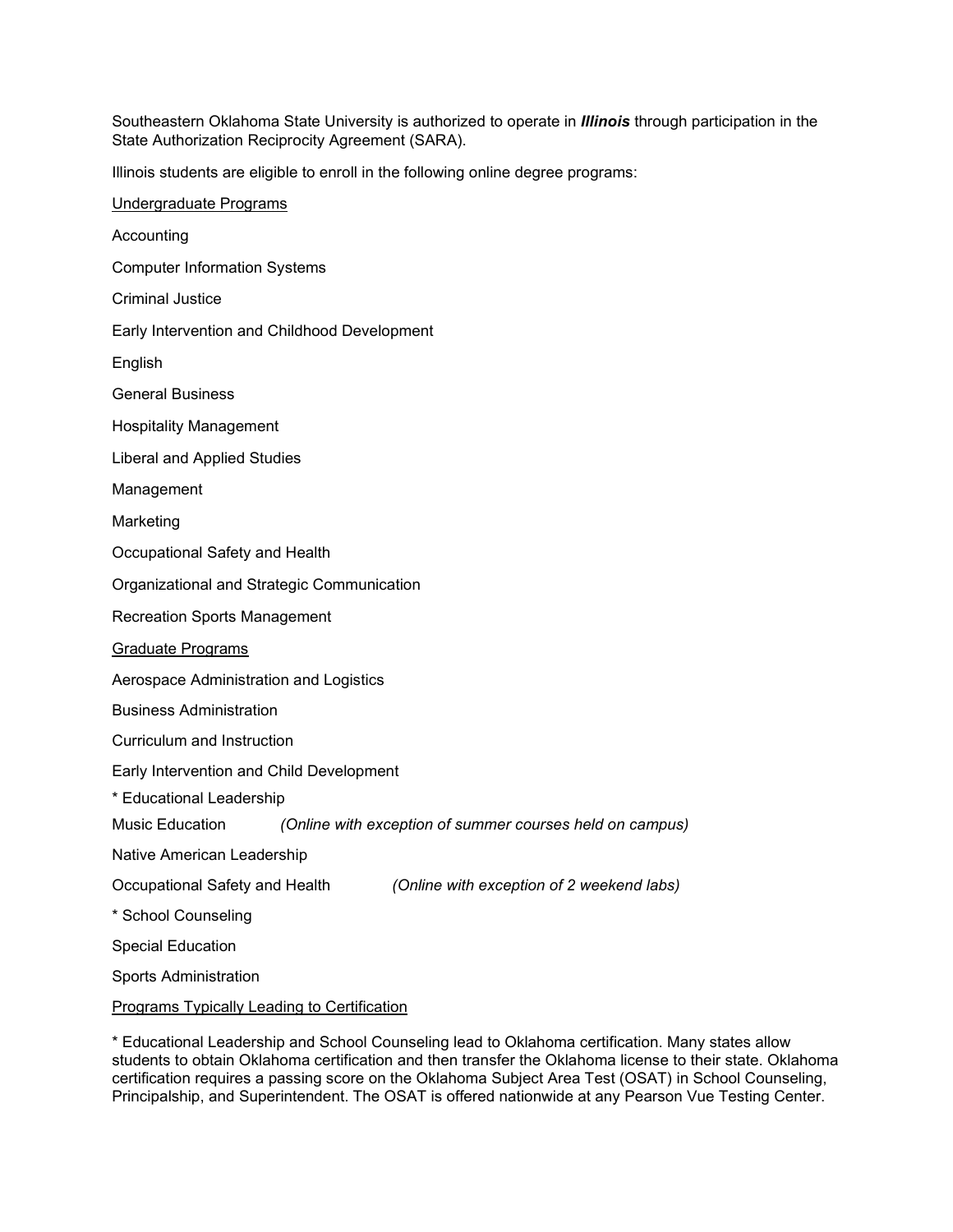Southeastern Oklahoma State University is authorized to operate in ***Illinois*** through participation in the State Authorization Reciprocity Agreement (SARA).

Illinois students are eligible to enroll in the following online degree programs:

<u>Undergraduate Programs</u>

Accounting

Computer Information Systems

Criminal Justice

Early Intervention and Childhood Development

English

General Business

Hospitality Management

Liberal and Applied Studies

Management

Marketing

Occupational Safety and Health

Organizational and Strategic Communication

Recreation Sports Management

<u>Graduate Programs</u>

Aerospace Administration and Logistics

Business Administration

Curriculum and Instruction

Early Intervention and Child Development

* Educational Leadership

Music Education *(Online with exception of summer courses held on campus)*

Native American Leadership

Occupational Safety and Health *(Online with exception of 2 weekend labs)*

* School Counseling

Special Education

Sports Administration

<u>Programs Typically Leading to Certification</u>

* Educational Leadership and School Counseling lead to Oklahoma certification. Many states allow students to obtain Oklahoma certification and then transfer the Oklahoma license to their state. Oklahoma certification requires a passing score on the Oklahoma Subject Area Test (OSAT) in School Counseling, Principalship, and Superintendent. The OSAT is offered nationwide at any Pearson Vue Testing Center.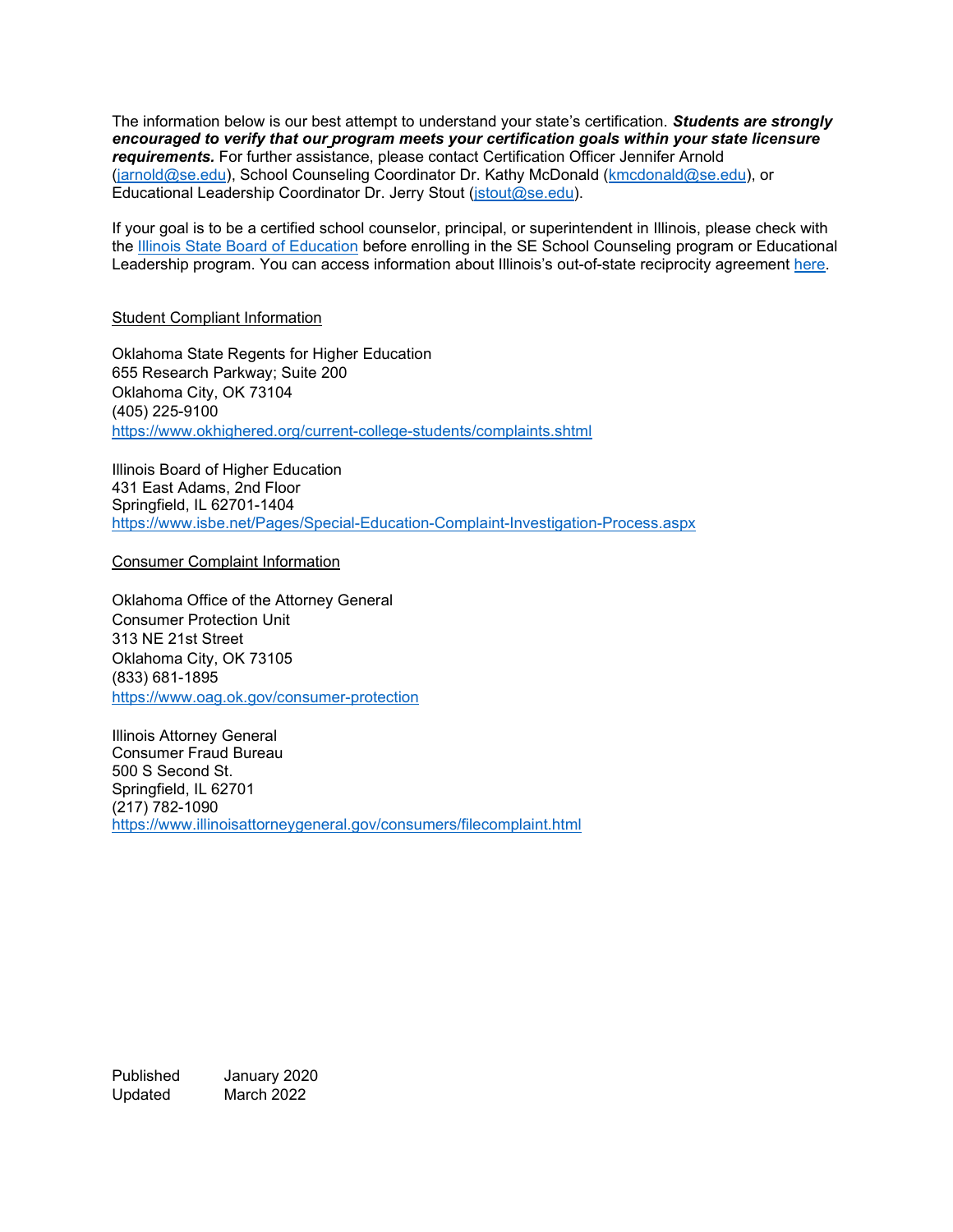The information below is our best attempt to understand your state's certification. ***Students are strongly encouraged to verify that our program meets your certification goals within your state licensure requirements.*** For further assistance, please contact Certification Officer Jennifer Arnold (jarnold@se.edu), School Counseling Coordinator Dr. Kathy McDonald (kmcdonald@se.edu), or Educational Leadership Coordinator Dr. Jerry Stout (jstout@se.edu).

If your goal is to be a certified school counselor, principal, or superintendent in Illinois, please check with the Illinois State Board of Education before enrolling in the SE School Counseling program or Educational Leadership program. You can access information about Illinois's out-of-state reciprocity agreement here.

Student Compliant Information

Oklahoma State Regents for Higher Education
655 Research Parkway; Suite 200
Oklahoma City, OK 73104
(405) 225-9100
https://www.okhighered.org/current-college-students/complaints.shtml

Illinois Board of Higher Education
431 East Adams, 2nd Floor
Springfield, IL 62701-1404
https://www.isbe.net/Pages/Special-Education-Complaint-Investigation-Process.aspx

Consumer Complaint Information

Oklahoma Office of the Attorney General
Consumer Protection Unit
313 NE 21st Street
Oklahoma City, OK 73105
(833) 681-1895
https://www.oag.ok.gov/consumer-protection

Illinois Attorney General
Consumer Fraud Bureau
500 S Second St.
Springfield, IL 62701
(217) 782-1090
https://www.illinoisattorneygeneral.gov/consumers/filecomplaint.html

Published January 2020
Updated March 2022